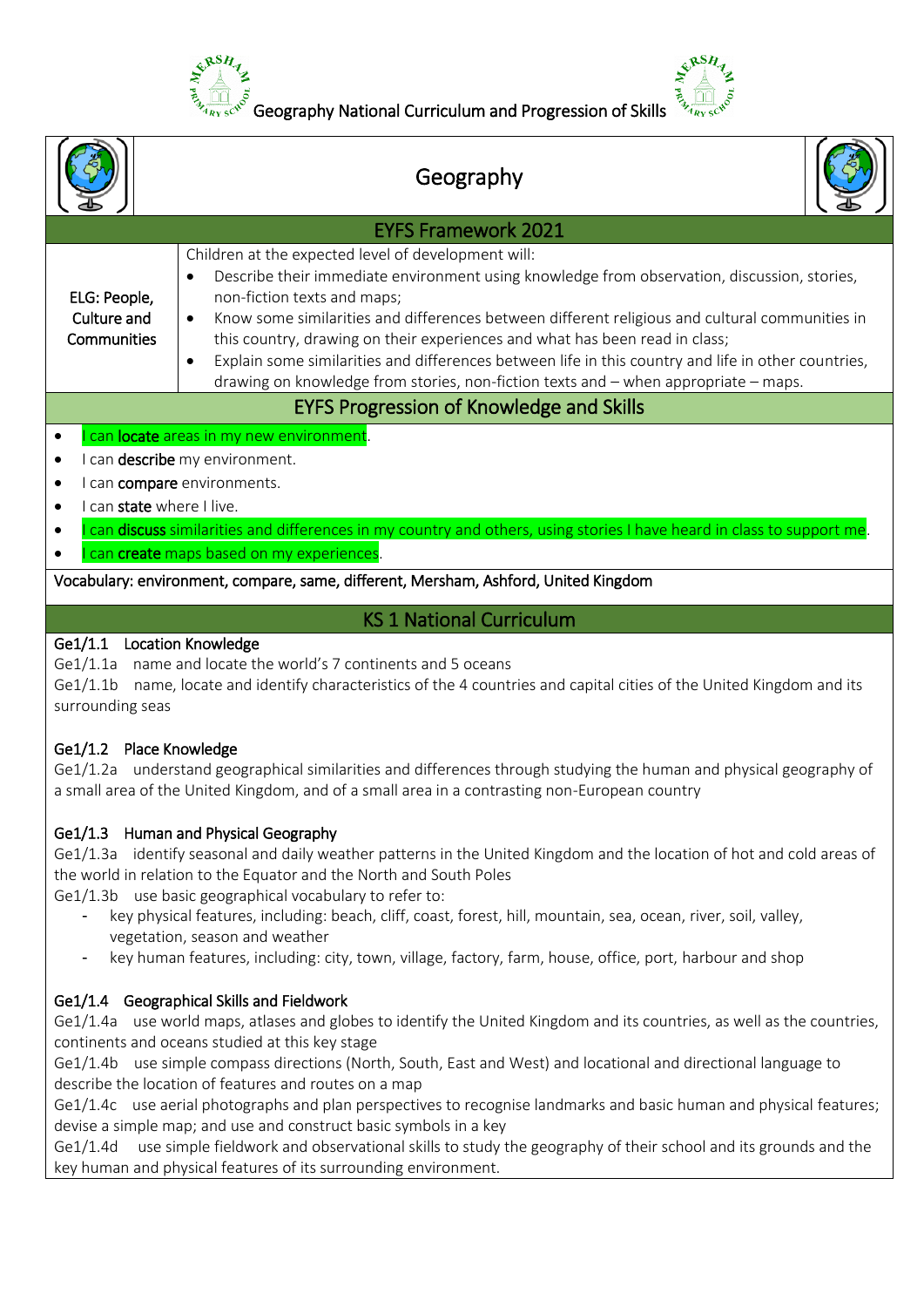# Geography National Curriculum and Progression of Skills

## Geography

### EYFS Framework 2021

| ELG: People, Culture and Communities | Children at the expected level of development will:<br>• Describe their immediate environment using knowledge from observation, discussion, stories, non-fiction texts and maps;<br>• Know some similarities and differences between different religious and cultural communities in this country, drawing on their experiences and what has been read in class;<br>• Explain some similarities and differences between life in this country and life in other countries, drawing on knowledge from stories, non-fiction texts and – when appropriate – maps. |
|---|---|

### EYFS Progression of Knowledge and Skills

- I can **locate** areas in my new environment.
- I can **describe** my environment.
- I can **compare** environments.
- I can **state** where I live.
- I can **discuss** similarities and differences in my country and others, using stories I have heard in class to support me.
- I can **create** maps based on my experiences.

Vocabulary: environment, compare, same, different, Mersham, Ashford, United Kingdom

### KS 1 National Curriculum

**Ge1/1.1 Location Knowledge**

Ge1/1.1a name and locate the world's 7 continents and 5 oceans

Ge1/1.1b name, locate and identify characteristics of the 4 countries and capital cities of the United Kingdom and its surrounding seas

**Ge1/1.2 Place Knowledge**

Ge1/1.2a understand geographical similarities and differences through studying the human and physical geography of a small area of the United Kingdom, and of a small area in a contrasting non-European country

**Ge1/1.3 Human and Physical Geography**

Ge1/1.3a identify seasonal and daily weather patterns in the United Kingdom and the location of hot and cold areas of the world in relation to the Equator and the North and South Poles

Ge1/1.3b use basic geographical vocabulary to refer to:

- key physical features, including: beach, cliff, coast, forest, hill, mountain, sea, ocean, river, soil, valley, vegetation, season and weather
- key human features, including: city, town, village, factory, farm, house, office, port, harbour and shop

**Ge1/1.4 Geographical Skills and Fieldwork**

Ge1/1.4a use world maps, atlases and globes to identify the United Kingdom and its countries, as well as the countries, continents and oceans studied at this key stage

Ge1/1.4b use simple compass directions (North, South, East and West) and locational and directional language to describe the location of features and routes on a map

Ge1/1.4c use aerial photographs and plan perspectives to recognise landmarks and basic human and physical features; devise a simple map; and use and construct basic symbols in a key

Ge1/1.4d use simple fieldwork and observational skills to study the geography of their school and its grounds and the key human and physical features of its surrounding environment.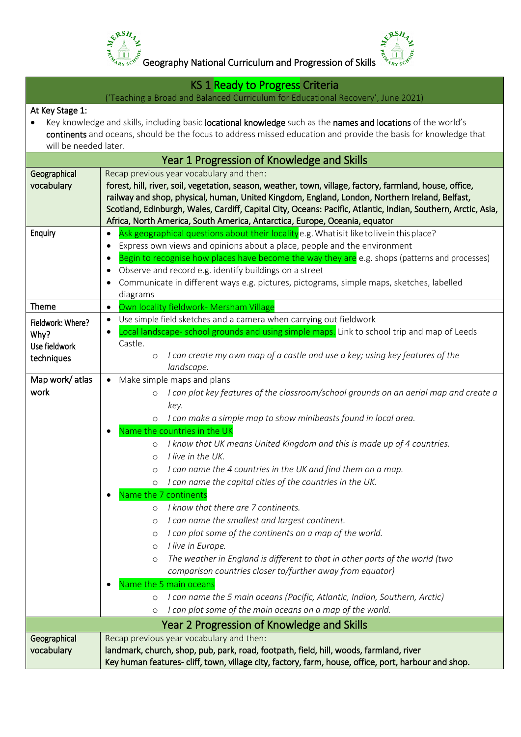# Geography National Curriculum and Progression of Skills

## KS 1 Ready to Progress Criteria

('Teaching a Broad and Balanced Curriculum for Educational Recovery', June 2021)

At Key Stage 1:

- Key knowledge and skills, including basic **locational knowledge** such as the **names and locations** of the world's **continents** and oceans, should be the focus to address missed education and provide the basis for knowledge that will be needed later.

## Year 1 Progression of Knowledge and Skills

| | |
|---|---|
| Geographical vocabulary | Recap previous year vocabulary and then:<br>**forest, hill, river, soil, vegetation, season, weather, town, village, factory, farmland, house, office, railway and shop, physical, human, United Kingdom, England, London, Northern Ireland, Belfast, Scotland, Edinburgh, Wales, Cardiff, Capital City, Oceans: Pacific, Atlantic, Indian, Southern, Arctic, Asia, Africa, North America, South America, Antarctica, Europe, Oceania, equator** |
| Enquiry | • Ask geographical questions about their locality e.g. What is it like to live in this place?<br>• Express own views and opinions about a place, people and the environment<br>• Begin to recognise how places have become the way they are e.g. shops (patterns and processes)<br>• Observe and record e.g. identify buildings on a street<br>• Communicate in different ways e.g. pictures, pictograms, simple maps, sketches, labelled diagrams |
| Theme | • Own locality fieldwork- Mersham Village |
| Fieldwork: Where? Why? Use fieldwork techniques | • Use simple field sketches and a camera when carrying out fieldwork<br>• Local landscape- school grounds and using simple maps. Link to school trip and map of Leeds Castle.<br>&nbsp;&nbsp;&nbsp;&nbsp;○ *I can create my own map of a castle and use a key; using key features of the landscape.* |
| Map work/ atlas work | • Make simple maps and plans<br>&nbsp;&nbsp;&nbsp;&nbsp;○ *I can plot key features of the classroom/school grounds on an aerial map and create a key.*<br>&nbsp;&nbsp;&nbsp;&nbsp;○ *I can make a simple map to show minibeasts found in local area.*<br>• Name the countries in the UK<br>&nbsp;&nbsp;&nbsp;&nbsp;○ *I know that UK means United Kingdom and this is made up of 4 countries.*<br>&nbsp;&nbsp;&nbsp;&nbsp;○ *I live in the UK.*<br>&nbsp;&nbsp;&nbsp;&nbsp;○ *I can name the 4 countries in the UK and find them on a map.*<br>&nbsp;&nbsp;&nbsp;&nbsp;○ *I can name the capital cities of the countries in the UK.*<br>• Name the 7 continents<br>&nbsp;&nbsp;&nbsp;&nbsp;○ *I know that there are 7 continents.*<br>&nbsp;&nbsp;&nbsp;&nbsp;○ *I can name the smallest and largest continent.*<br>&nbsp;&nbsp;&nbsp;&nbsp;○ *I can plot some of the continents on a map of the world.*<br>&nbsp;&nbsp;&nbsp;&nbsp;○ *I live in Europe.*<br>&nbsp;&nbsp;&nbsp;&nbsp;○ *The weather in England is different to that in other parts of the world (two comparison countries closer to/further away from equator)*<br>• Name the 5 main oceans<br>&nbsp;&nbsp;&nbsp;&nbsp;○ *I can name the 5 main oceans (Pacific, Atlantic, Indian, Southern, Arctic)*<br>&nbsp;&nbsp;&nbsp;&nbsp;○ *I can plot some of the main oceans on a map of the world.* |

## Year 2 Progression of Knowledge and Skills

| | |
|---|---|
| Geographical vocabulary | Recap previous year vocabulary and then:<br>**landmark, church, shop, pub, park, road, footpath, field, hill, woods, farmland, river**<br>**Key human features- cliff, town, village city, factory, farm, house, office, port, harbour and shop.** |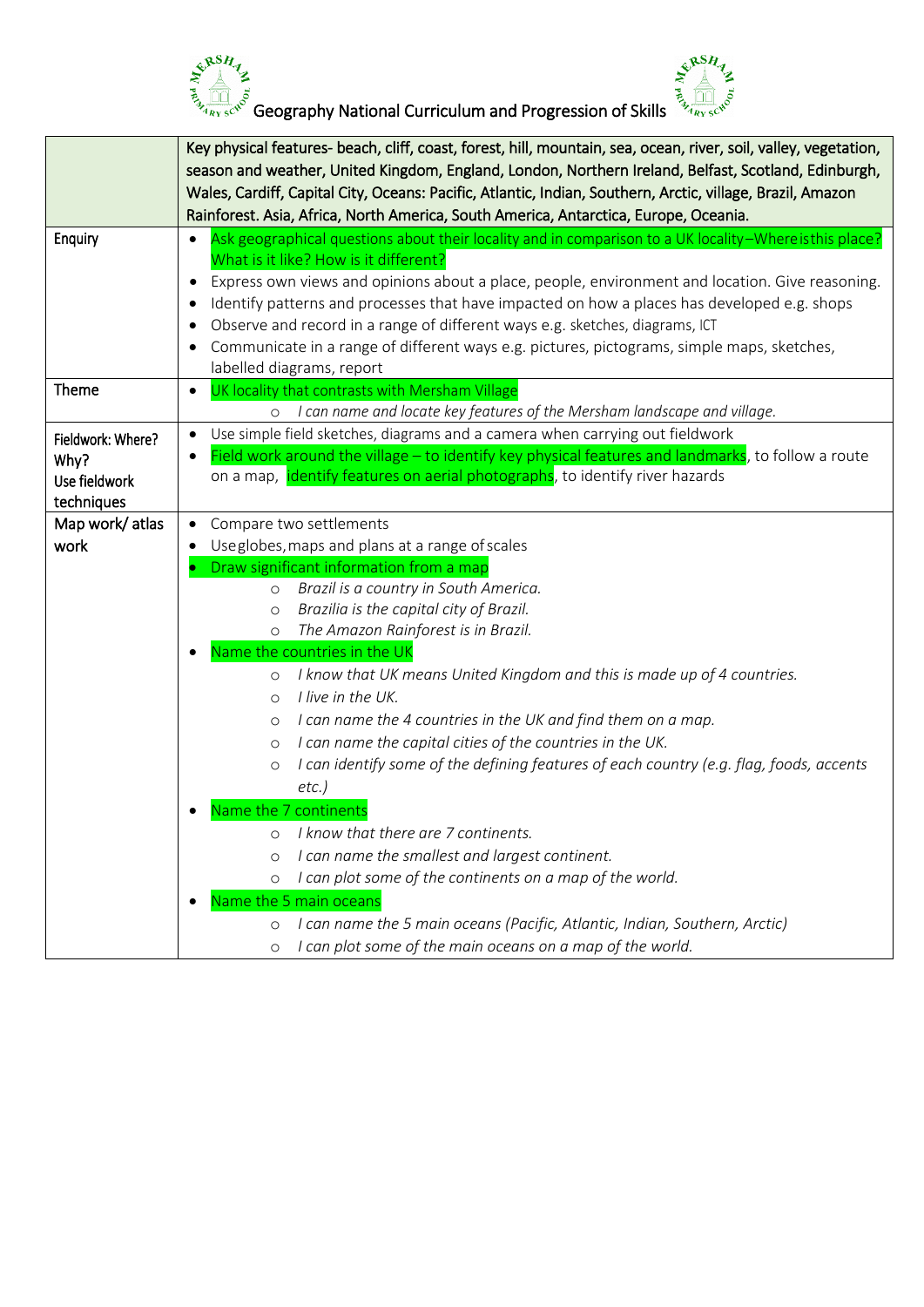# Geography National Curriculum and Progression of Skills

| | Key physical features- beach, cliff, coast, forest, hill, mountain, sea, ocean, river, soil, valley, vegetation, season and weather, United Kingdom, England, London, Northern Ireland, Belfast, Scotland, Edinburgh, Wales, Cardiff, Capital City, Oceans: Pacific, Atlantic, Indian, Southern, Arctic, village, Brazil, Amazon Rainforest. Asia, Africa, North America, South America, Antarctica, Europe, Oceania. |
|---|---|
| Enquiry | • Ask geographical questions about their locality and in comparison to a UK locality – Where is this place? What is it like? How is it different?<br>• Express own views and opinions about a place, people, environment and location. Give reasoning.<br>• Identify patterns and processes that have impacted on how a places has developed e.g. shops<br>• Observe and record in a range of different ways e.g. sketches, diagrams, ICT<br>• Communicate in a range of different ways e.g. pictures, pictograms, simple maps, sketches, labelled diagrams, report |
| Theme | • UK locality that contrasts with Mersham Village<br>&nbsp;&nbsp;&nbsp;&nbsp;○ *I can name and locate key features of the Mersham landscape and village.* |
| Fieldwork: Where? Why?<br>Use fieldwork techniques | • Use simple field sketches, diagrams and a camera when carrying out fieldwork<br>• Field work around the village – to identify key physical features and landmarks, to follow a route on a map, identify features on aerial photographs, to identify river hazards |
| Map work/ atlas work | • Compare two settlements<br>• Use globes, maps and plans at a range of scales<br>• Draw significant information from a map<br>&nbsp;&nbsp;&nbsp;&nbsp;○ *Brazil is a country in South America.*<br>&nbsp;&nbsp;&nbsp;&nbsp;○ *Brazilia is the capital city of Brazil.*<br>&nbsp;&nbsp;&nbsp;&nbsp;○ *The Amazon Rainforest is in Brazil.*<br>• Name the countries in the UK<br>&nbsp;&nbsp;&nbsp;&nbsp;○ *I know that UK means United Kingdom and this is made up of 4 countries.*<br>&nbsp;&nbsp;&nbsp;&nbsp;○ *I live in the UK.*<br>&nbsp;&nbsp;&nbsp;&nbsp;○ *I can name the 4 countries in the UK and find them on a map.*<br>&nbsp;&nbsp;&nbsp;&nbsp;○ *I can name the capital cities of the countries in the UK.*<br>&nbsp;&nbsp;&nbsp;&nbsp;○ *I can identify some of the defining features of each country (e.g. flag, foods, accents etc.)*<br>• Name the 7 continents<br>&nbsp;&nbsp;&nbsp;&nbsp;○ *I know that there are 7 continents.*<br>&nbsp;&nbsp;&nbsp;&nbsp;○ *I can name the smallest and largest continent.*<br>&nbsp;&nbsp;&nbsp;&nbsp;○ *I can plot some of the continents on a map of the world.*<br>• Name the 5 main oceans<br>&nbsp;&nbsp;&nbsp;&nbsp;○ *I can name the 5 main oceans (Pacific, Atlantic, Indian, Southern, Arctic)*<br>&nbsp;&nbsp;&nbsp;&nbsp;○ *I can plot some of the main oceans on a map of the world.* |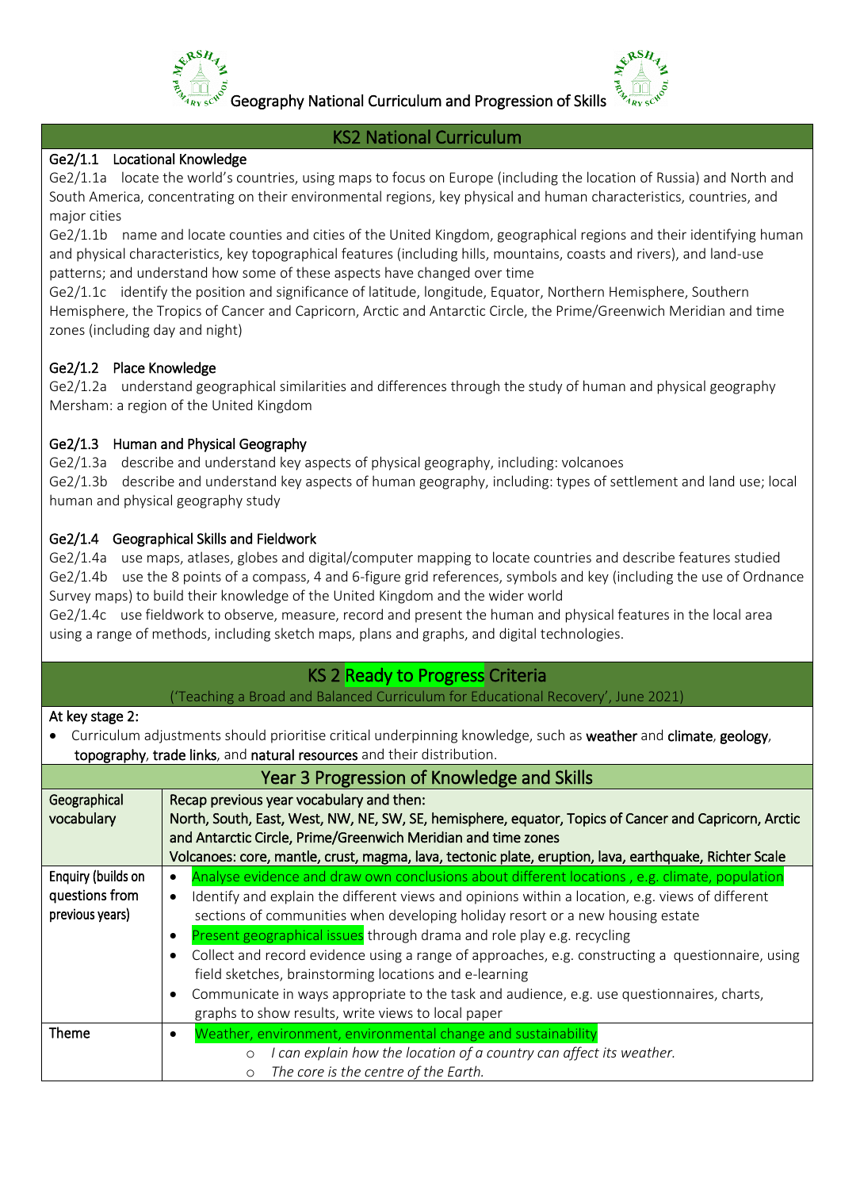# Geography National Curriculum and Progression of Skills

## KS2 National Curriculum

### Ge2/1.1 Locational Knowledge

Ge2/1.1a locate the world's countries, using maps to focus on Europe (including the location of Russia) and North and South America, concentrating on their environmental regions, key physical and human characteristics, countries, and major cities

Ge2/1.1b name and locate counties and cities of the United Kingdom, geographical regions and their identifying human and physical characteristics, key topographical features (including hills, mountains, coasts and rivers), and land-use patterns; and understand how some of these aspects have changed over time

Ge2/1.1c identify the position and significance of latitude, longitude, Equator, Northern Hemisphere, Southern Hemisphere, the Tropics of Cancer and Capricorn, Arctic and Antarctic Circle, the Prime/Greenwich Meridian and time zones (including day and night)

### Ge2/1.2 Place Knowledge

Ge2/1.2a understand geographical similarities and differences through the study of human and physical geography Mersham: a region of the United Kingdom

### Ge2/1.3 Human and Physical Geography

Ge2/1.3a describe and understand key aspects of physical geography, including: volcanoes

Ge2/1.3b describe and understand key aspects of human geography, including: types of settlement and land use; local human and physical geography study

### Ge2/1.4 Geographical Skills and Fieldwork

Ge2/1.4a use maps, atlases, globes and digital/computer mapping to locate countries and describe features studied

Ge2/1.4b use the 8 points of a compass, 4 and 6-figure grid references, symbols and key (including the use of Ordnance Survey maps) to build their knowledge of the United Kingdom and the wider world

Ge2/1.4c use fieldwork to observe, measure, record and present the human and physical features in the local area using a range of methods, including sketch maps, plans and graphs, and digital technologies.

## KS 2 Ready to Progress Criteria

('Teaching a Broad and Balanced Curriculum for Educational Recovery', June 2021)

At key stage 2:

- Curriculum adjustments should prioritise critical underpinning knowledge, such as **weather** and **climate**, **geology**, **topography**, **trade links**, and **natural resources** and their distribution.

## Year 3 Progression of Knowledge and Skills

| | |
|---|---|
| Geographical vocabulary | Recap previous year vocabulary and then: North, South, East, West, NW, NE, SW, SE, hemisphere, equator, Topics of Cancer and Capricorn, Arctic and Antarctic Circle, Prime/Greenwich Meridian and time zones<br>Volcanoes: core, mantle, crust, magma, lava, tectonic plate, eruption, lava, earthquake, Richter Scale |
| Enquiry (builds on questions from previous years) | • Analyse evidence and draw own conclusions about different locations , e.g. climate, population<br>• Identify and explain the different views and opinions within a location, e.g. views of different sections of communities when developing holiday resort or a new housing estate<br>• Present geographical issues through drama and role play e.g. recycling<br>• Collect and record evidence using a range of approaches, e.g. constructing a questionnaire, using field sketches, brainstorming locations and e-learning<br>• Communicate in ways appropriate to the task and audience, e.g. use questionnaires, charts, graphs to show results, write views to local paper |
| Theme | • Weather, environment, environmental change and sustainability<br>  ○ *I can explain how the location of a country can affect its weather.*<br>  ○ *The core is the centre of the Earth.* |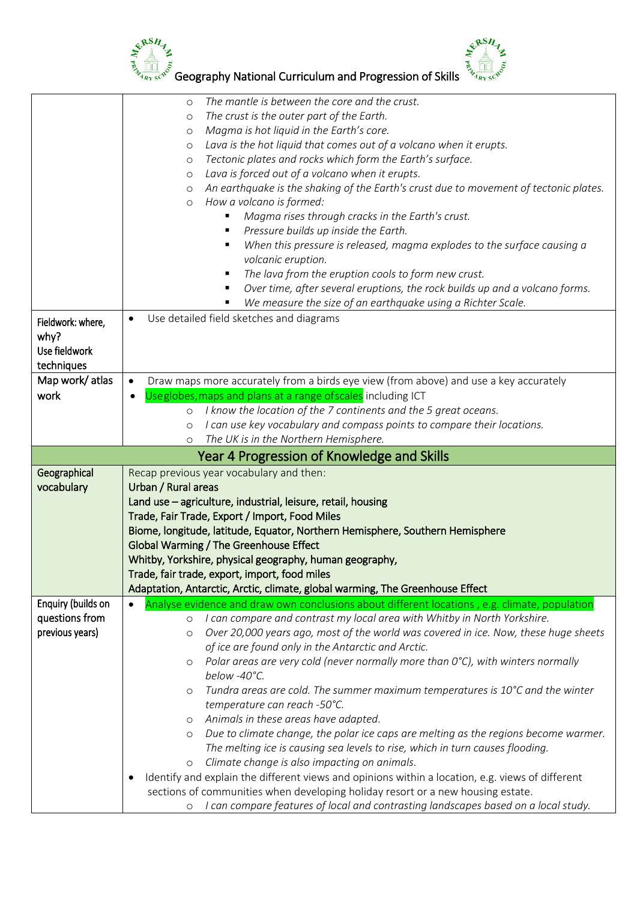| | |
|---|---|
| | ○ *The mantle is between the core and the crust.*<br>○ *The crust is the outer part of the Earth.*<br>○ *Magma is hot liquid in the Earth's core.*<br>○ *Lava is the hot liquid that comes out of a volcano when it erupts.*<br>○ *Tectonic plates and rocks which form the Earth's surface.*<br>○ *Lava is forced out of a volcano when it erupts.*<br>○ *An earthquake is the shaking of the Earth's crust due to movement of tectonic plates.*<br>○ *How a volcano is formed:*<br>▪ *Magma rises through cracks in the Earth's crust.*<br>▪ *Pressure builds up inside the Earth.*<br>▪ *When this pressure is released, magma explodes to the surface causing a volcanic eruption.*<br>▪ *The lava from the eruption cools to form new crust.*<br>▪ *Over time, after several eruptions, the rock builds up and a volcano forms.*<br>▪ *We measure the size of an earthquake using a Richter Scale.* |
| Fieldwork: where, why?<br>Use fieldwork techniques | • Use detailed field sketches and diagrams |
| Map work/ atlas work | • Draw maps more accurately from a birds eye view (from above) and use a key accurately<br>• Useglobes,maps and plans at a range ofscales including ICT<br>○ *I know the location of the 7 continents and the 5 great oceans.*<br>○ *I can use key vocabulary and compass points to compare their locations.*<br>○ *The UK is in the Northern Hemisphere.* |
| **Year 4 Progression of Knowledge and Skills** | |
| Geographical vocabulary | Recap previous year vocabulary and then:<br>Urban / Rural areas<br>Land use – agriculture, industrial, leisure, retail, housing<br>Trade, Fair Trade, Export / Import, Food Miles<br>Biome, longitude, latitude, Equator, Northern Hemisphere, Southern Hemisphere<br>Global Warming / The Greenhouse Effect<br>Whitby, Yorkshire, physical geography, human geography,<br>Trade, fair trade, export, import, food miles<br>Adaptation, Antarctic, Arctic, climate, global warming, The Greenhouse Effect |
| Enquiry (builds on questions from previous years) | • Analyse evidence and draw own conclusions about different locations , e.g. climate, population<br>○ *I can compare and contrast my local area with Whitby in North Yorkshire.*<br>○ *Over 20,000 years ago, most of the world was covered in ice. Now, these huge sheets of ice are found only in the Antarctic and Arctic.*<br>○ *Polar areas are very cold (never normally more than 0°C), with winters normally below -40°C.*<br>○ *Tundra areas are cold. The summer maximum temperatures is 10°C and the winter temperature can reach -50°C.*<br>○ *Animals in these areas have adapted.*<br>○ *Due to climate change, the polar ice caps are melting as the regions become warmer. The melting ice is causing sea levels to rise, which in turn causes flooding.*<br>○ *Climate change is also impacting on animals.*<br>• Identify and explain the different views and opinions within a location, e.g. views of different sections of communities when developing holiday resort or a new housing estate.<br>○ *I can compare features of local and contrasting landscapes based on a local study.* |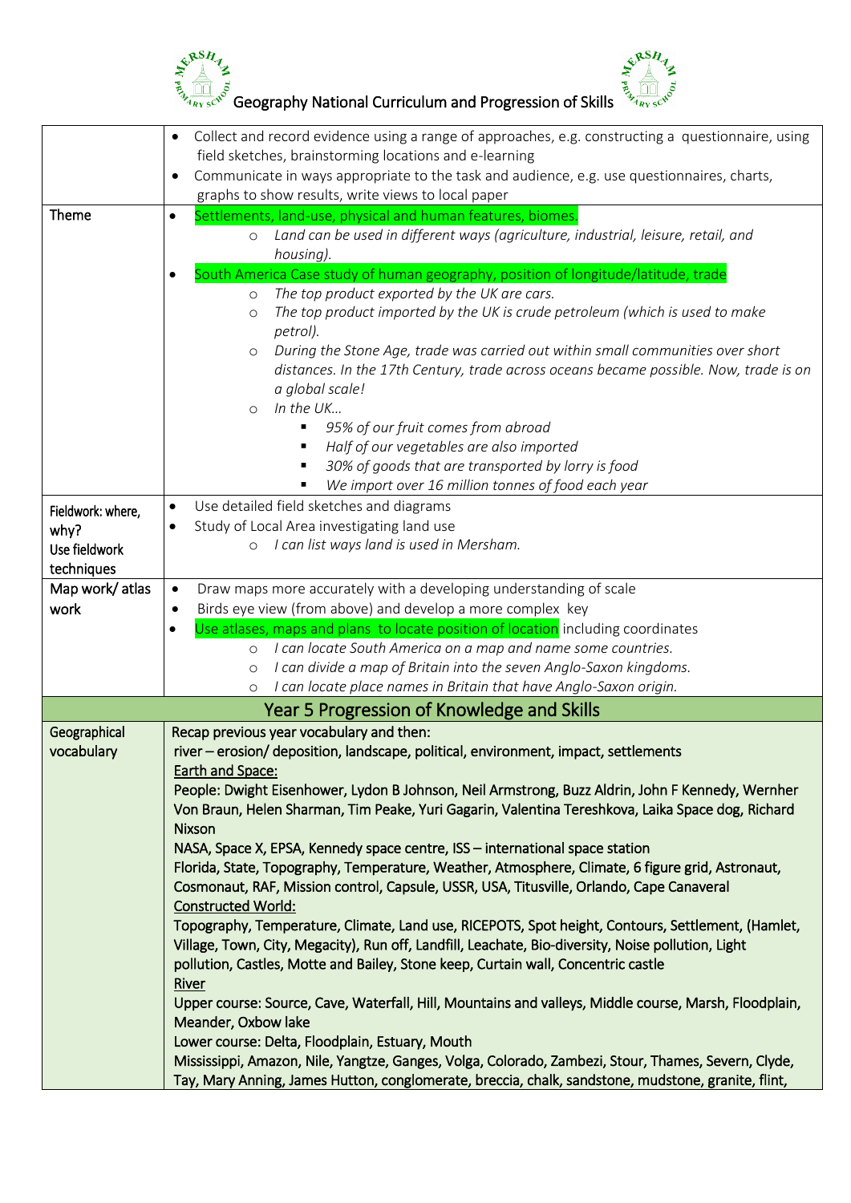# Geography National Curriculum and Progression of Skills

| | |
|---|---|
| | • Collect and record evidence using a range of approaches, e.g. constructing a questionnaire, using field sketches, brainstorming locations and e-learning<br>• Communicate in ways appropriate to the task and audience, e.g. use questionnaires, charts, graphs to show results, write views to local paper |
| Theme | • Settlements, land-use, physical and human features, biomes.<br>  ○ *Land can be used in different ways (agriculture, industrial, leisure, retail, and housing).*<br>• South America Case study of human geography, position of longitude/latitude, trade<br>  ○ *The top product exported by the UK are cars.*<br>  ○ *The top product imported by the UK is crude petroleum (which is used to make petrol).*<br>  ○ *During the Stone Age, trade was carried out within small communities over short distances. In the 17th Century, trade across oceans became possible. Now, trade is on a global scale!*<br>  ○ *In the UK…*<br>    ▪ *95% of our fruit comes from abroad*<br>    ▪ *Half of our vegetables are also imported*<br>    ▪ *30% of goods that are transported by lorry is food*<br>    ▪ *We import over 16 million tonnes of food each year* |
| Fieldwork: where, why? Use fieldwork techniques | • Use detailed field sketches and diagrams<br>• Study of Local Area investigating land use<br>  ○ *I can list ways land is used in Mersham.* |
| Map work/ atlas work | • Draw maps more accurately with a developing understanding of scale<br>• Birds eye view (from above) and develop a more complex key<br>• Use atlases, maps and plans to locate position of location including coordinates<br>  ○ *I can locate South America on a map and name some countries.*<br>  ○ *I can divide a map of Britain into the seven Anglo-Saxon kingdoms.*<br>  ○ *I can locate place names in Britain that have Anglo-Saxon origin.* |
| **Year 5 Progression of Knowledge and Skills** | |
| Geographical vocabulary | Recap previous year vocabulary and then:<br>river – erosion/ deposition, landscape, political, environment, impact, settlements<br><u>Earth and Space:</u><br>People: Dwight Eisenhower, Lydon B Johnson, Neil Armstrong, Buzz Aldrin, John F Kennedy, Wernher Von Braun, Helen Sharman, Tim Peake, Yuri Gagarin, Valentina Tereshkova, Laika Space dog, Richard Nixson<br>NASA, Space X, EPSA, Kennedy space centre, ISS – international space station<br>Florida, State, Topography, Temperature, Weather, Atmosphere, Climate, 6 figure grid, Astronaut, Cosmonaut, RAF, Mission control, Capsule, USSR, USA, Titusville, Orlando, Cape Canaveral<br><u>Constructed World:</u><br>Topography, Temperature, Climate, Land use, RICEPOTS, Spot height, Contours, Settlement, (Hamlet, Village, Town, City, Megacity), Run off, Landfill, Leachate, Bio-diversity, Noise pollution, Light pollution, Castles, Motte and Bailey, Stone keep, Curtain wall, Concentric castle<br><u>River</u><br>Upper course: Source, Cave, Waterfall, Hill, Mountains and valleys, Middle course, Marsh, Floodplain, Meander, Oxbow lake<br>Lower course: Delta, Floodplain, Estuary, Mouth<br>Mississippi, Amazon, Nile, Yangtze, Ganges, Volga, Colorado, Zambezi, Stour, Thames, Severn, Clyde, Tay, Mary Anning, James Hutton, conglomerate, breccia, chalk, sandstone, mudstone, granite, flint, |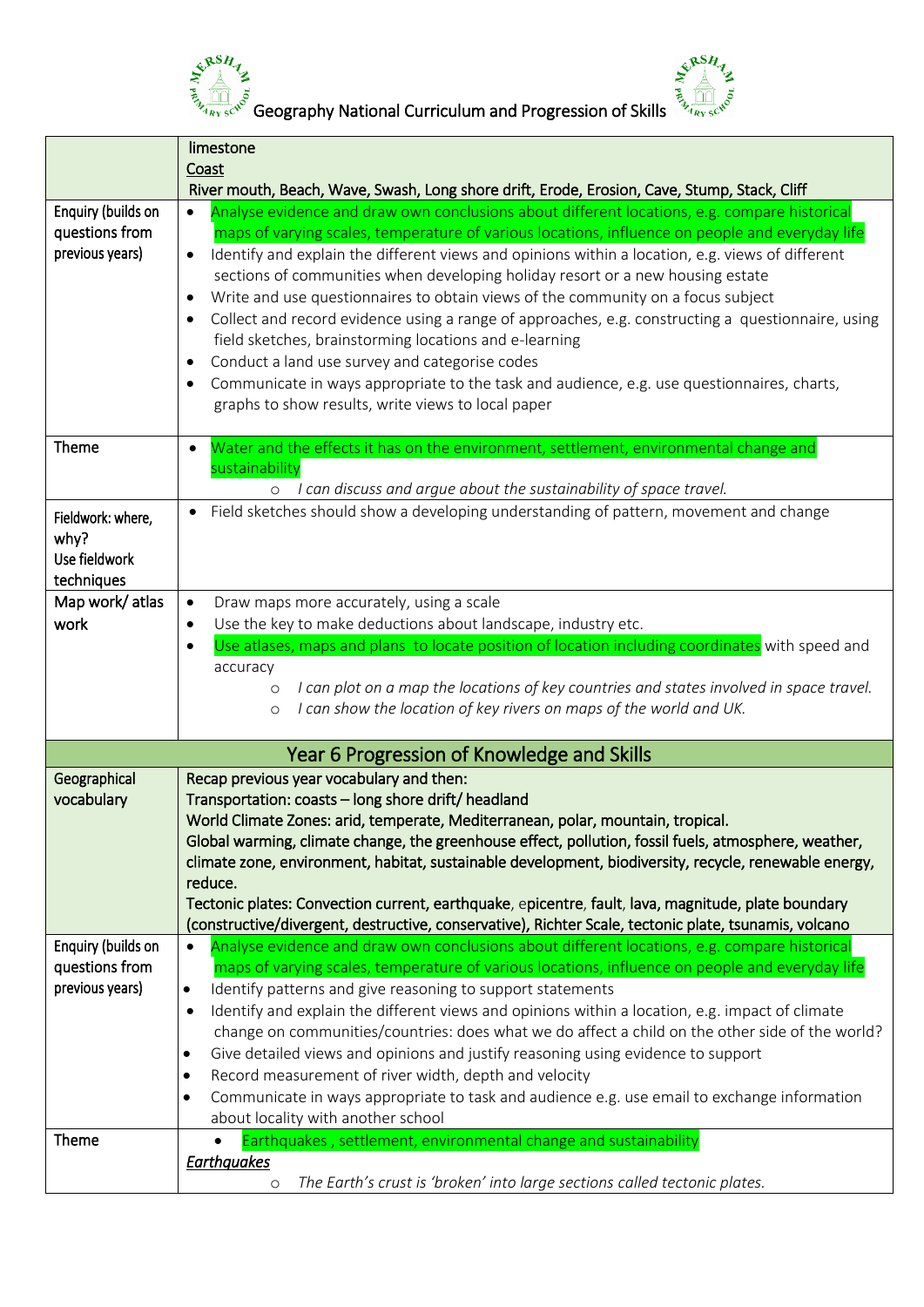| | |
|---|---|
| | limestone<br>Coast<br>River mouth, Beach, Wave, Swash, Long shore drift, Erode, Erosion, Cave, Stump, Stack, Cliff |
| Enquiry (builds on questions from previous years) | • Analyse evidence and draw own conclusions about different locations, e.g. compare historical maps of varying scales, temperature of various locations, influence on people and everyday life<br>• Identify and explain the different views and opinions within a location, e.g. views of different sections of communities when developing holiday resort or a new housing estate<br>• Write and use questionnaires to obtain views of the community on a focus subject<br>• Collect and record evidence using a range of approaches, e.g. constructing a questionnaire, using field sketches, brainstorming locations and e-learning<br>• Conduct a land use survey and categorise codes<br>• Communicate in ways appropriate to the task and audience, e.g. use questionnaires, charts, graphs to show results, write views to local paper |
| Theme | • Water and the effects it has on the environment, settlement, environmental change and sustainability<br>○ *I can discuss and argue about the sustainability of space travel.* |
| Fieldwork: where, why?<br>Use fieldwork techniques | • Field sketches should show a developing understanding of pattern, movement and change |
| Map work/ atlas work | • Draw maps more accurately, using a scale<br>• Use the key to make deductions about landscape, industry etc.<br>• Use atlases, maps and plans to locate position of location including coordinates with speed and accuracy<br>○ *I can plot on a map the locations of key countries and states involved in space travel.*<br>○ *I can show the location of key rivers on maps of the world and UK.* |
| **Year 6 Progression of Knowledge and Skills** | |
| Geographical vocabulary | **Recap previous year vocabulary and then:**<br>**Transportation: coasts – long shore drift/ headland**<br>**World Climate Zones: arid, temperate, Mediterranean, polar, mountain, tropical.**<br>**Global warming, climate change, the greenhouse effect, pollution, fossil fuels, atmosphere, weather, climate zone, environment, habitat, sustainable development, biodiversity, recycle, renewable energy, reduce.**<br>**Tectonic plates: Convection current, earthquake, epicentre, fault, lava, magnitude, plate boundary (constructive/divergent, destructive, conservative), Richter Scale, tectonic plate, tsunamis, volcano** |
| Enquiry (builds on questions from previous years) | • Analyse evidence and draw own conclusions about different locations, e.g. compare historical maps of varying scales, temperature of various locations, influence on people and everyday life<br>• Identify patterns and give reasoning to support statements<br>• Identify and explain the different views and opinions within a location, e.g. impact of climate change on communities/countries: does what we do affect a child on the other side of the world?<br>• Give detailed views and opinions and justify reasoning using evidence to support<br>• Record measurement of river width, depth and velocity<br>• Communicate in ways appropriate to task and audience e.g. use email to exchange information about locality with another school |
| Theme | • Earthquakes , settlement, environmental change and sustainability<br>***Earthquakes***<br>○ *The Earth's crust is 'broken' into large sections called tectonic plates.* |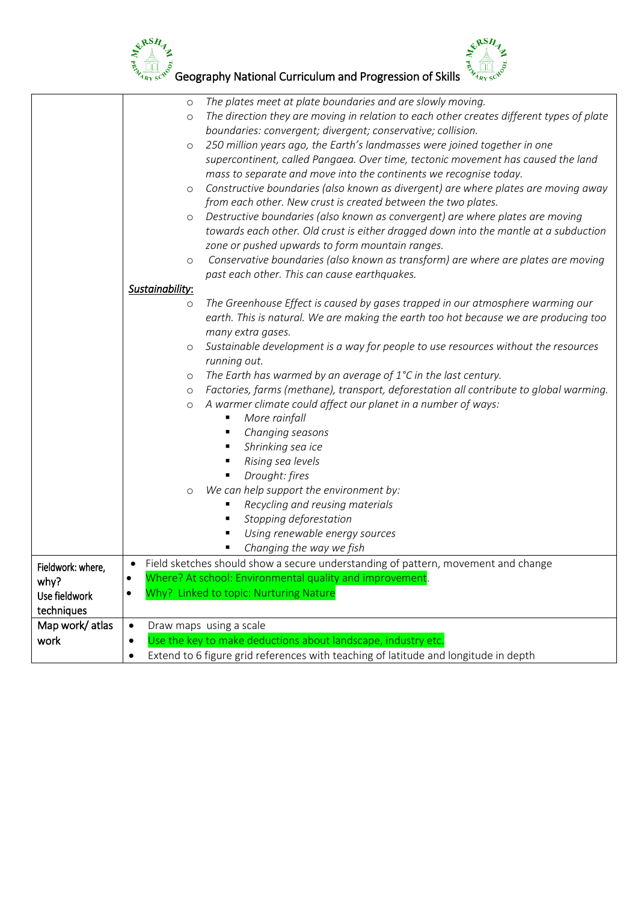| | |
|---|---|
| | ◦ *The plates meet at plate boundaries and are slowly moving.*<br>◦ *The direction they are moving in relation to each other creates different types of plate boundaries: convergent; divergent; conservative; collision.*<br>◦ *250 million years ago, the Earth's landmasses were joined together in one supercontinent, called Pangaea. Over time, tectonic movement has caused the land mass to separate and move into the continents we recognise today.*<br>◦ *Constructive boundaries (also known as divergent) are where plates are moving away from each other. New crust is created between the two plates.*<br>◦ *Destructive boundaries (also known as convergent) are where plates are moving towards each other. Old crust is either dragged down into the mantle at a subduction zone or pushed upwards to form mountain ranges.*<br>◦ *Conservative boundaries (also known as transform) are where are plates are moving past each other. This can cause earthquakes.*<br>***Sustainability:***<br>◦ *The Greenhouse Effect is caused by gases trapped in our atmosphere warming our earth. This is natural. We are making the earth too hot because we are producing too many extra gases.*<br>◦ *Sustainable development is a way for people to use resources without the resources running out.*<br>◦ *The Earth has warmed by an average of 1°C in the last century.*<br>◦ *Factories, farms (methane), transport, deforestation all contribute to global warming.*<br>◦ *A warmer climate could affect our planet in a number of ways:*<br>▪ *More rainfall*<br>▪ *Changing seasons*<br>▪ *Shrinking sea ice*<br>▪ *Rising sea levels*<br>▪ *Drought: fires*<br>◦ *We can help support the environment by:*<br>▪ *Recycling and reusing materials*<br>▪ *Stopping deforestation*<br>▪ *Using renewable energy sources*<br>▪ *Changing the way we fish* |
| Fieldwork: where, why?<br>Use fieldwork techniques | • Field sketches should show a secure understanding of pattern, movement and change<br>• Where? At school: Environmental quality and improvement.<br>• Why? Linked to topic: Nurturing Nature |
| Map work/ atlas work | • Draw maps using a scale<br>• Use the key to make deductions about landscape, industry etc.<br>• Extend to 6 figure grid references with teaching of latitude and longitude in depth |